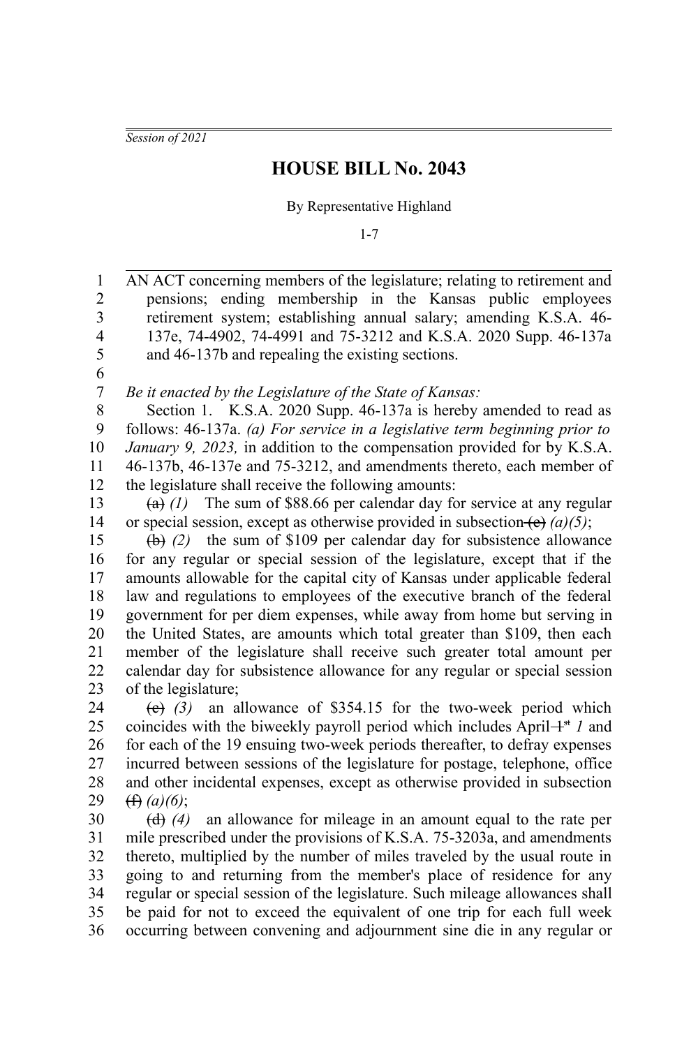*Session of 2021*

# HOUSE BILL No. 2043

By Representative Highland

1-7

AN ACT concerning members of the legislature; relating to retirement and pensions; ending membership in the Kansas public employees retirement system; establishing annual salary; amending K.S.A. 46-137e, 74-4902, 74-4991 and 75-3212 and K.S.A. 2020 Supp. 46-137a and 46-137b and repealing the existing sections.

*Be it enacted by the Legislature of the State of Kansas:*

Section 1. K.S.A. 2020 Supp. 46-137a is hereby amended to read as follows: 46-137a. *(a) For service in a legislative term beginning prior to January 9, 2023,* in addition to the compensation provided for by K.S.A. 46-137b, 46-137e and 75-3212, and amendments thereto, each member of the legislature shall receive the following amounts:

~~(a)~~ *(1)* The sum of $88.66 per calendar day for service at any regular or special session, except as otherwise provided in subsection ~~(e)~~ *(a)(5)*;

~~(b)~~ *(2)* the sum of $109 per calendar day for subsistence allowance for any regular or special session of the legislature, except that if the amounts allowable for the capital city of Kansas under applicable federal law and regulations to employees of the executive branch of the federal government for per diem expenses, while away from home but serving in the United States, are amounts which total greater than $109, then each member of the legislature shall receive such greater total amount per calendar day for subsistence allowance for any regular or special session of the legislature;

~~(c)~~ *(3)* an allowance of $354.15 for the two-week period which coincides with the biweekly payroll period which includes April ~~1st~~ *1* and for each of the 19 ensuing two-week periods thereafter, to defray expenses incurred between sessions of the legislature for postage, telephone, office and other incidental expenses, except as otherwise provided in subsection ~~(f)~~ *(a)(6)*;

~~(d)~~ *(4)* an allowance for mileage in an amount equal to the rate per mile prescribed under the provisions of K.S.A. 75-3203a, and amendments thereto, multiplied by the number of miles traveled by the usual route in going to and returning from the member's place of residence for any regular or special session of the legislature. Such mileage allowances shall be paid for not to exceed the equivalent of one trip for each full week occurring between convening and adjournment sine die in any regular or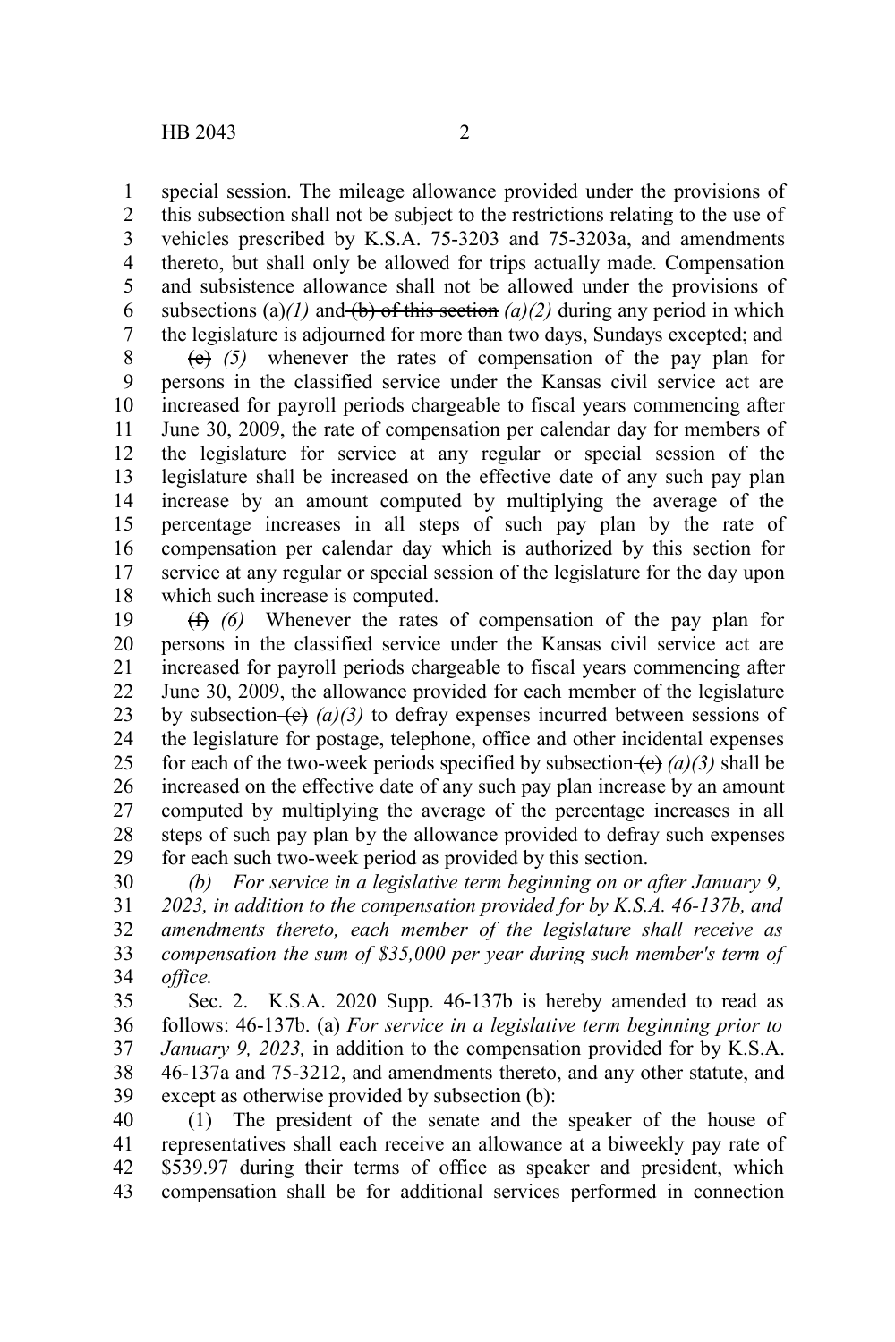special session. The mileage allowance provided under the provisions of this subsection shall not be subject to the restrictions relating to the use of vehicles prescribed by K.S.A. 75-3203 and 75-3203a, and amendments thereto, but shall only be allowed for trips actually made. Compensation and subsistence allowance shall not be allowed under the provisions of subsections (a)*(1)* and ~~(b) of this section~~ *(a)(2)* during any period in which the legislature is adjourned for more than two days, Sundays excepted; and

~~(e)~~ *(5)* whenever the rates of compensation of the pay plan for persons in the classified service under the Kansas civil service act are increased for payroll periods chargeable to fiscal years commencing after June 30, 2009, the rate of compensation per calendar day for members of the legislature for service at any regular or special session of the legislature shall be increased on the effective date of any such pay plan increase by an amount computed by multiplying the average of the percentage increases in all steps of such pay plan by the rate of compensation per calendar day which is authorized by this section for service at any regular or special session of the legislature for the day upon which such increase is computed.

~~(f)~~ *(6)* Whenever the rates of compensation of the pay plan for persons in the classified service under the Kansas civil service act are increased for payroll periods chargeable to fiscal years commencing after June 30, 2009, the allowance provided for each member of the legislature by subsection ~~(c)~~ *(a)(3)* to defray expenses incurred between sessions of the legislature for postage, telephone, office and other incidental expenses for each of the two-week periods specified by subsection ~~(c)~~ *(a)(3)* shall be increased on the effective date of any such pay plan increase by an amount computed by multiplying the average of the percentage increases in all steps of such pay plan by the allowance provided to defray such expenses for each such two-week period as provided by this section.

*(b) For service in a legislative term beginning on or after January 9, 2023, in addition to the compensation provided for by K.S.A. 46-137b, and amendments thereto, each member of the legislature shall receive as compensation the sum of $35,000 per year during such member's term of office.*

Sec. 2. K.S.A. 2020 Supp. 46-137b is hereby amended to read as follows: 46-137b. (a) *For service in a legislative term beginning prior to January 9, 2023,* in addition to the compensation provided for by K.S.A. 46-137a and 75-3212, and amendments thereto, and any other statute, and except as otherwise provided by subsection (b):

(1) The president of the senate and the speaker of the house of representatives shall each receive an allowance at a biweekly pay rate of $539.97 during their terms of office as speaker and president, which compensation shall be for additional services performed in connection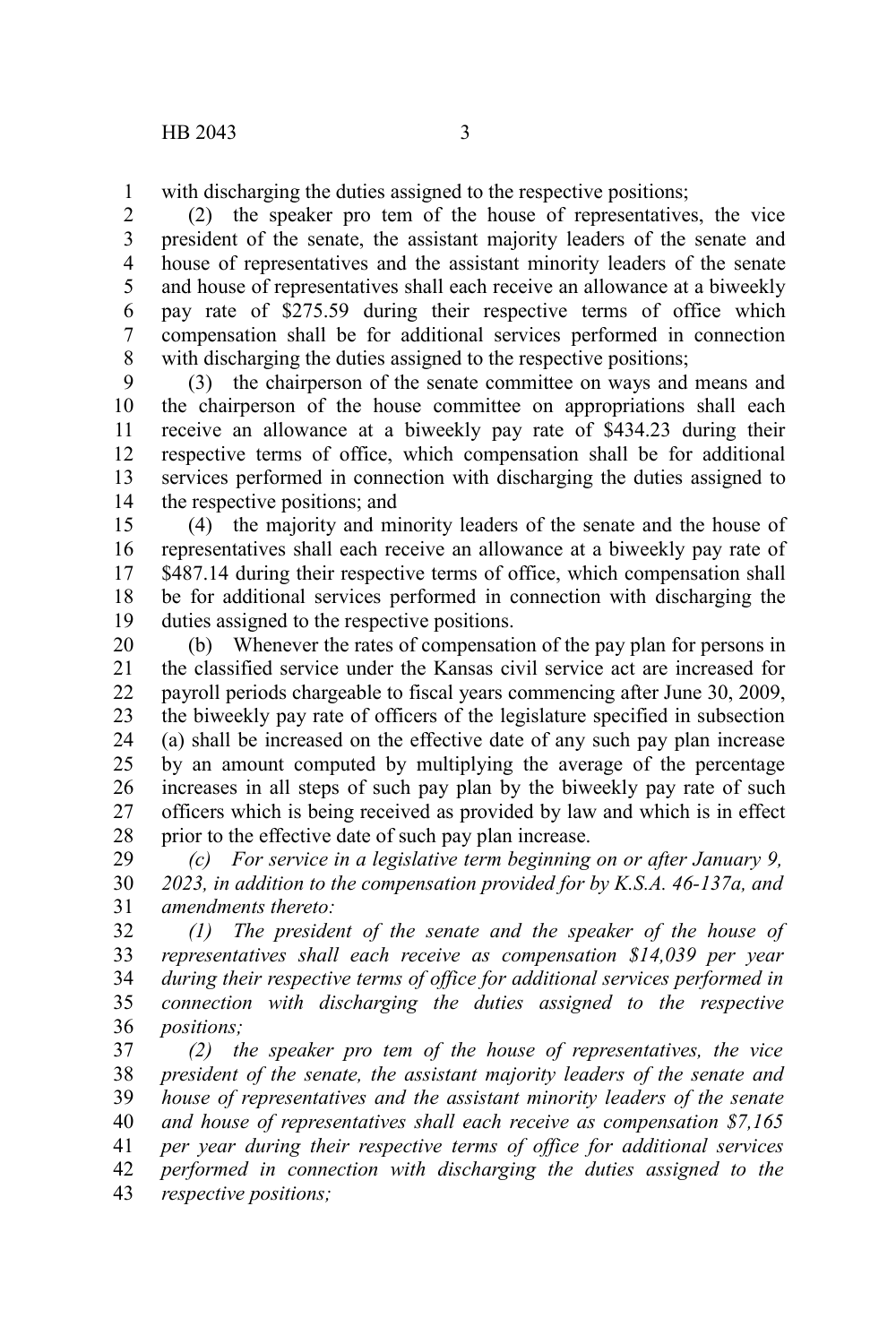with discharging the duties assigned to the respective positions;

(2) the speaker pro tem of the house of representatives, the vice president of the senate, the assistant majority leaders of the senate and house of representatives and the assistant minority leaders of the senate and house of representatives shall each receive an allowance at a biweekly pay rate of $275.59 during their respective terms of office which compensation shall be for additional services performed in connection with discharging the duties assigned to the respective positions;

(3) the chairperson of the senate committee on ways and means and the chairperson of the house committee on appropriations shall each receive an allowance at a biweekly pay rate of $434.23 during their respective terms of office, which compensation shall be for additional services performed in connection with discharging the duties assigned to the respective positions; and

(4) the majority and minority leaders of the senate and the house of representatives shall each receive an allowance at a biweekly pay rate of $487.14 during their respective terms of office, which compensation shall be for additional services performed in connection with discharging the duties assigned to the respective positions.

(b) Whenever the rates of compensation of the pay plan for persons in the classified service under the Kansas civil service act are increased for payroll periods chargeable to fiscal years commencing after June 30, 2009, the biweekly pay rate of officers of the legislature specified in subsection (a) shall be increased on the effective date of any such pay plan increase by an amount computed by multiplying the average of the percentage increases in all steps of such pay plan by the biweekly pay rate of such officers which is being received as provided by law and which is in effect prior to the effective date of such pay plan increase.

*(c) For service in a legislative term beginning on or after January 9, 2023, in addition to the compensation provided for by K.S.A. 46-137a, and amendments thereto:*

*(1) The president of the senate and the speaker of the house of representatives shall each receive as compensation $14,039 per year during their respective terms of office for additional services performed in connection with discharging the duties assigned to the respective positions;*

*(2) the speaker pro tem of the house of representatives, the vice president of the senate, the assistant majority leaders of the senate and house of representatives and the assistant minority leaders of the senate and house of representatives shall each receive as compensation $7,165 per year during their respective terms of office for additional services performed in connection with discharging the duties assigned to the respective positions;*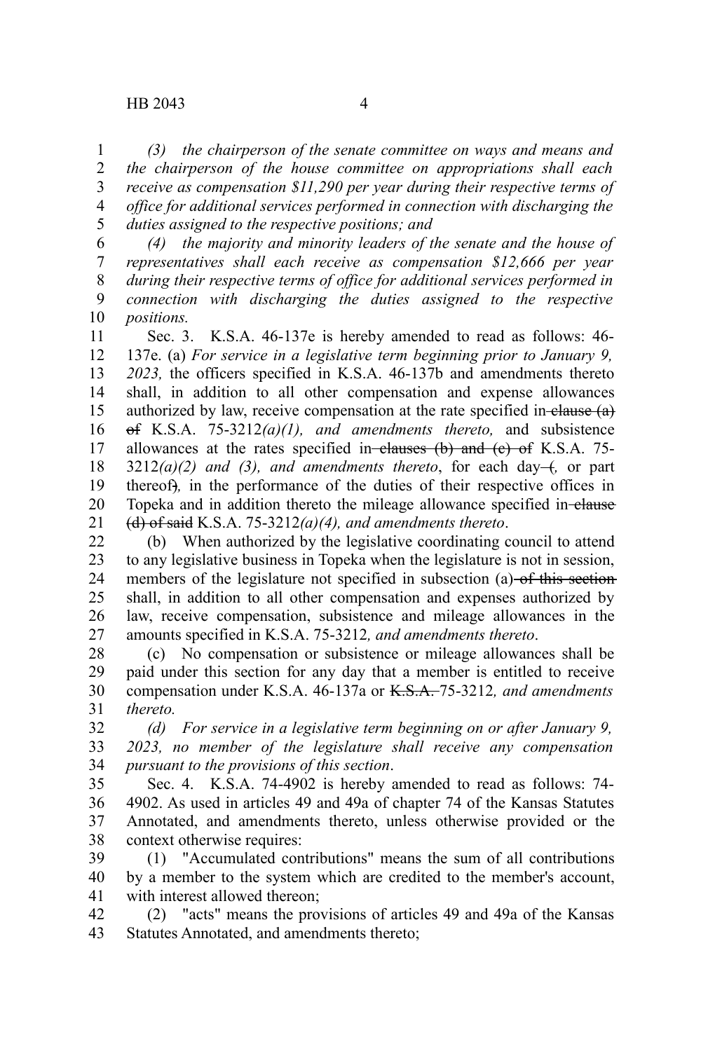*(3) the chairperson of the senate committee on ways and means and the chairperson of the house committee on appropriations shall each receive as compensation $11,290 per year during their respective terms of office for additional services performed in connection with discharging the duties assigned to the respective positions; and*

*(4) the majority and minority leaders of the senate and the house of representatives shall each receive as compensation $12,666 per year during their respective terms of office for additional services performed in connection with discharging the duties assigned to the respective positions.*

Sec. 3. K.S.A. 46-137e is hereby amended to read as follows: 46-137e. (a) *For service in a legislative term beginning prior to January 9, 2023,* the officers specified in K.S.A. 46-137b and amendments thereto shall, in addition to all other compensation and expense allowances authorized by law, receive compensation at the rate specified in ~~clause (a) of~~ K.S.A. 75-3212*(a)(1), and amendments thereto,* and subsistence allowances at the rates specified in ~~clauses (b) and (c) of~~ K.S.A. 75-3212*(a)(2) and (3), and amendments thereto*, for each day ~~(~~*,* or part thereof~~)~~*,* in the performance of the duties of their respective offices in Topeka and in addition thereto the mileage allowance specified in ~~clause (d) of said~~ K.S.A. 75-3212*(a)(4), and amendments thereto*.

(b) When authorized by the legislative coordinating council to attend to any legislative business in Topeka when the legislature is not in session, members of the legislature not specified in subsection (a) ~~of this section~~ shall, in addition to all other compensation and expenses authorized by law, receive compensation, subsistence and mileage allowances in the amounts specified in K.S.A. 75-3212*, and amendments thereto*.

(c) No compensation or subsistence or mileage allowances shall be paid under this section for any day that a member is entitled to receive compensation under K.S.A. 46-137a or ~~K.S.A.~~ 75-3212*, and amendments thereto.*

*(d) For service in a legislative term beginning on or after January 9, 2023, no member of the legislature shall receive any compensation pursuant to the provisions of this section*.

Sec. 4. K.S.A. 74-4902 is hereby amended to read as follows: 74-4902. As used in articles 49 and 49a of chapter 74 of the Kansas Statutes Annotated, and amendments thereto, unless otherwise provided or the context otherwise requires:

(1) "Accumulated contributions" means the sum of all contributions by a member to the system which are credited to the member's account, with interest allowed thereon;

(2) "acts" means the provisions of articles 49 and 49a of the Kansas Statutes Annotated, and amendments thereto;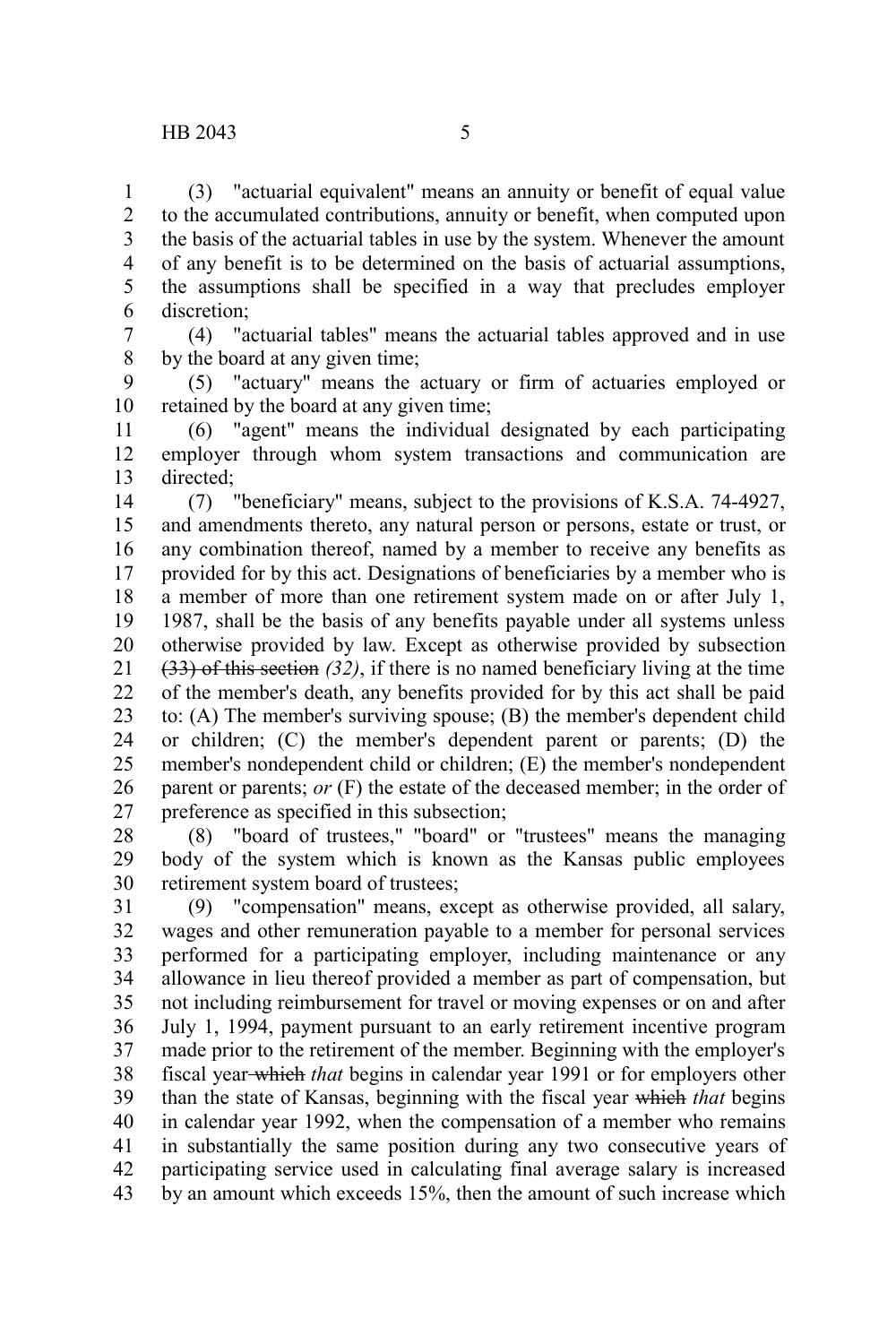(3) "actuarial equivalent" means an annuity or benefit of equal value to the accumulated contributions, annuity or benefit, when computed upon the basis of the actuarial tables in use by the system. Whenever the amount of any benefit is to be determined on the basis of actuarial assumptions, the assumptions shall be specified in a way that precludes employer discretion;

(4) "actuarial tables" means the actuarial tables approved and in use by the board at any given time;

(5) "actuary" means the actuary or firm of actuaries employed or retained by the board at any given time;

(6) "agent" means the individual designated by each participating employer through whom system transactions and communication are directed;

(7) "beneficiary" means, subject to the provisions of K.S.A. 74-4927, and amendments thereto, any natural person or persons, estate or trust, or any combination thereof, named by a member to receive any benefits as provided for by this act. Designations of beneficiaries by a member who is a member of more than one retirement system made on or after July 1, 1987, shall be the basis of any benefits payable under all systems unless otherwise provided by law. Except as otherwise provided by subsection ~~(33) of this section~~ *(32)*, if there is no named beneficiary living at the time of the member's death, any benefits provided for by this act shall be paid to: (A) The member's surviving spouse; (B) the member's dependent child or children; (C) the member's dependent parent or parents; (D) the member's nondependent child or children; (E) the member's nondependent parent or parents; *or* (F) the estate of the deceased member; in the order of preference as specified in this subsection;

(8) "board of trustees," "board" or "trustees" means the managing body of the system which is known as the Kansas public employees retirement system board of trustees;

(9) "compensation" means, except as otherwise provided, all salary, wages and other remuneration payable to a member for personal services performed for a participating employer, including maintenance or any allowance in lieu thereof provided a member as part of compensation, but not including reimbursement for travel or moving expenses or on and after July 1, 1994, payment pursuant to an early retirement incentive program made prior to the retirement of the member. Beginning with the employer's fiscal year ~~which~~ *that* begins in calendar year 1991 or for employers other than the state of Kansas, beginning with the fiscal year ~~which~~ *that* begins in calendar year 1992, when the compensation of a member who remains in substantially the same position during any two consecutive years of participating service used in calculating final average salary is increased by an amount which exceeds 15%, then the amount of such increase which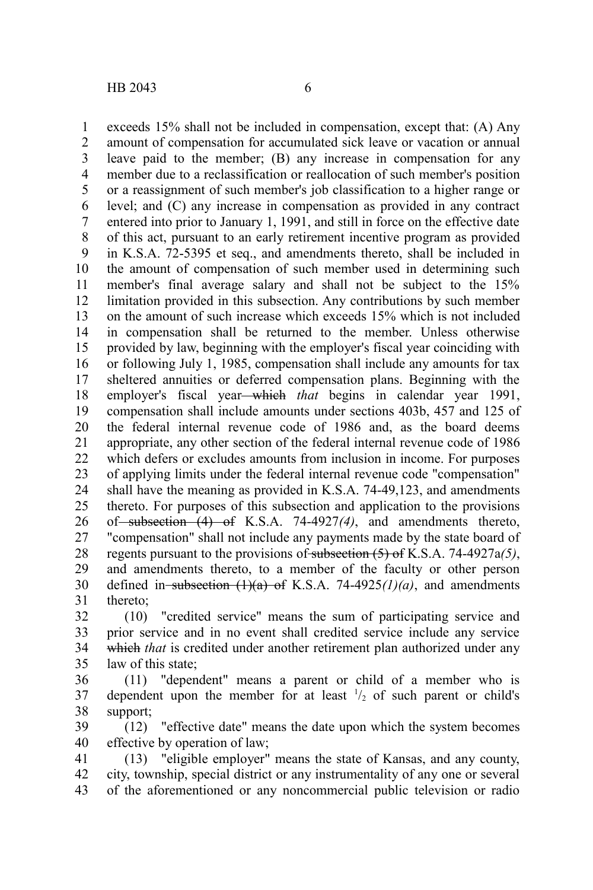exceeds 15% shall not be included in compensation, except that: (A) Any amount of compensation for accumulated sick leave or vacation or annual leave paid to the member; (B) any increase in compensation for any member due to a reclassification or reallocation of such member's position or a reassignment of such member's job classification to a higher range or level; and (C) any increase in compensation as provided in any contract entered into prior to January 1, 1991, and still in force on the effective date of this act, pursuant to an early retirement incentive program as provided in K.S.A. 72-5395 et seq., and amendments thereto, shall be included in the amount of compensation of such member used in determining such member's final average salary and shall not be subject to the 15% limitation provided in this subsection. Any contributions by such member on the amount of such increase which exceeds 15% which is not included in compensation shall be returned to the member. Unless otherwise provided by law, beginning with the employer's fiscal year coinciding with or following July 1, 1985, compensation shall include any amounts for tax sheltered annuities or deferred compensation plans. Beginning with the employer's fiscal year ~~which~~ *that* begins in calendar year 1991, compensation shall include amounts under sections 403b, 457 and 125 of the federal internal revenue code of 1986 and, as the board deems appropriate, any other section of the federal internal revenue code of 1986 which defers or excludes amounts from inclusion in income. For purposes of applying limits under the federal internal revenue code "compensation" shall have the meaning as provided in K.S.A. 74-49,123, and amendments thereto. For purposes of this subsection and application to the provisions of ~~subsection (4) of~~ K.S.A. 74-4927*(4)*, and amendments thereto, "compensation" shall not include any payments made by the state board of regents pursuant to the provisions of ~~subsection (5) of~~ K.S.A. 74-4927a*(5)*, and amendments thereto, to a member of the faculty or other person defined in ~~subsection (1)(a) of~~ K.S.A. 74-4925*(1)(a)*, and amendments thereto;

(10) "credited service" means the sum of participating service and prior service and in no event shall credited service include any service ~~which~~ *that* is credited under another retirement plan authorized under any law of this state;

(11) "dependent" means a parent or child of a member who is dependent upon the member for at least $^1/_2$ of such parent or child's support;

(12) "effective date" means the date upon which the system becomes effective by operation of law;

(13) "eligible employer" means the state of Kansas, and any county, city, township, special district or any instrumentality of any one or several of the aforementioned or any noncommercial public television or radio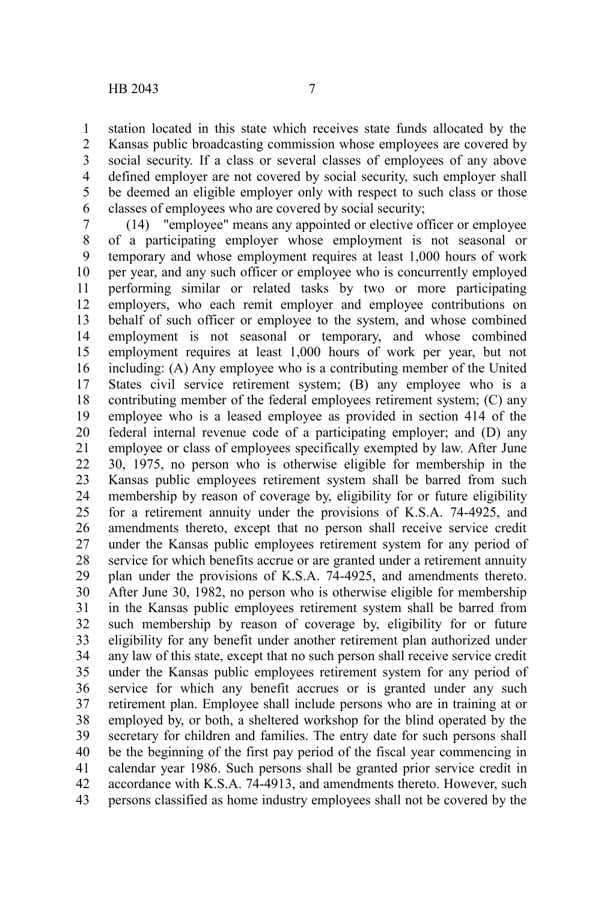station located in this state which receives state funds allocated by the Kansas public broadcasting commission whose employees are covered by social security. If a class or several classes of employees of any above defined employer are not covered by social security, such employer shall be deemed an eligible employer only with respect to such class or those classes of employees who are covered by social security;

(14) "employee" means any appointed or elective officer or employee of a participating employer whose employment is not seasonal or temporary and whose employment requires at least 1,000 hours of work per year, and any such officer or employee who is concurrently employed performing similar or related tasks by two or more participating employers, who each remit employer and employee contributions on behalf of such officer or employee to the system, and whose combined employment is not seasonal or temporary, and whose combined employment requires at least 1,000 hours of work per year, but not including: (A) Any employee who is a contributing member of the United States civil service retirement system; (B) any employee who is a contributing member of the federal employees retirement system; (C) any employee who is a leased employee as provided in section 414 of the federal internal revenue code of a participating employer; and (D) any employee or class of employees specifically exempted by law. After June 30, 1975, no person who is otherwise eligible for membership in the Kansas public employees retirement system shall be barred from such membership by reason of coverage by, eligibility for or future eligibility for a retirement annuity under the provisions of K.S.A. 74-4925, and amendments thereto, except that no person shall receive service credit under the Kansas public employees retirement system for any period of service for which benefits accrue or are granted under a retirement annuity plan under the provisions of K.S.A. 74-4925, and amendments thereto. After June 30, 1982, no person who is otherwise eligible for membership in the Kansas public employees retirement system shall be barred from such membership by reason of coverage by, eligibility for or future eligibility for any benefit under another retirement plan authorized under any law of this state, except that no such person shall receive service credit under the Kansas public employees retirement system for any period of service for which any benefit accrues or is granted under any such retirement plan. Employee shall include persons who are in training at or employed by, or both, a sheltered workshop for the blind operated by the secretary for children and families. The entry date for such persons shall be the beginning of the first pay period of the fiscal year commencing in calendar year 1986. Such persons shall be granted prior service credit in accordance with K.S.A. 74-4913, and amendments thereto. However, such persons classified as home industry employees shall not be covered by the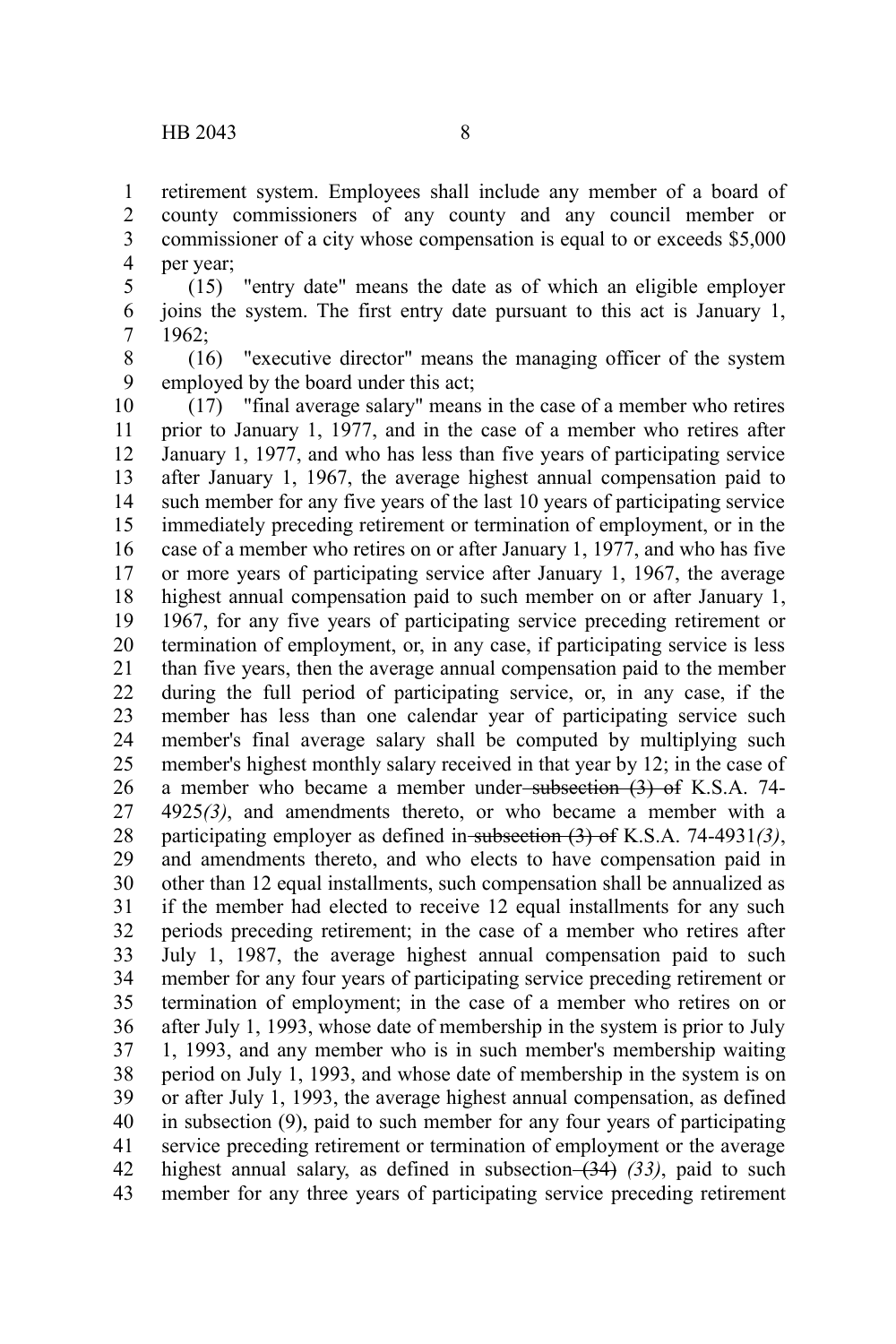retirement system. Employees shall include any member of a board of county commissioners of any county and any council member or commissioner of a city whose compensation is equal to or exceeds $5,000 per year;

(15) "entry date" means the date as of which an eligible employer joins the system. The first entry date pursuant to this act is January 1, 1962;

(16) "executive director" means the managing officer of the system employed by the board under this act;

(17) "final average salary" means in the case of a member who retires prior to January 1, 1977, and in the case of a member who retires after January 1, 1977, and who has less than five years of participating service after January 1, 1967, the average highest annual compensation paid to such member for any five years of the last 10 years of participating service immediately preceding retirement or termination of employment, or in the case of a member who retires on or after January 1, 1977, and who has five or more years of participating service after January 1, 1967, the average highest annual compensation paid to such member on or after January 1, 1967, for any five years of participating service preceding retirement or termination of employment, or, in any case, if participating service is less than five years, then the average annual compensation paid to the member during the full period of participating service, or, in any case, if the member has less than one calendar year of participating service such member's final average salary shall be computed by multiplying such member's highest monthly salary received in that year by 12; in the case of a member who became a member under ~~subsection (3) of~~ K.S.A. 74-4925*(3)*, and amendments thereto, or who became a member with a participating employer as defined in ~~subsection (3) of~~ K.S.A. 74-4931*(3)*, and amendments thereto, and who elects to have compensation paid in other than 12 equal installments, such compensation shall be annualized as if the member had elected to receive 12 equal installments for any such periods preceding retirement; in the case of a member who retires after July 1, 1987, the average highest annual compensation paid to such member for any four years of participating service preceding retirement or termination of employment; in the case of a member who retires on or after July 1, 1993, whose date of membership in the system is prior to July 1, 1993, and any member who is in such member's membership waiting period on July 1, 1993, and whose date of membership in the system is on or after July 1, 1993, the average highest annual compensation, as defined in subsection (9), paid to such member for any four years of participating service preceding retirement or termination of employment or the average highest annual salary, as defined in subsection ~~(34)~~ *(33)*, paid to such member for any three years of participating service preceding retirement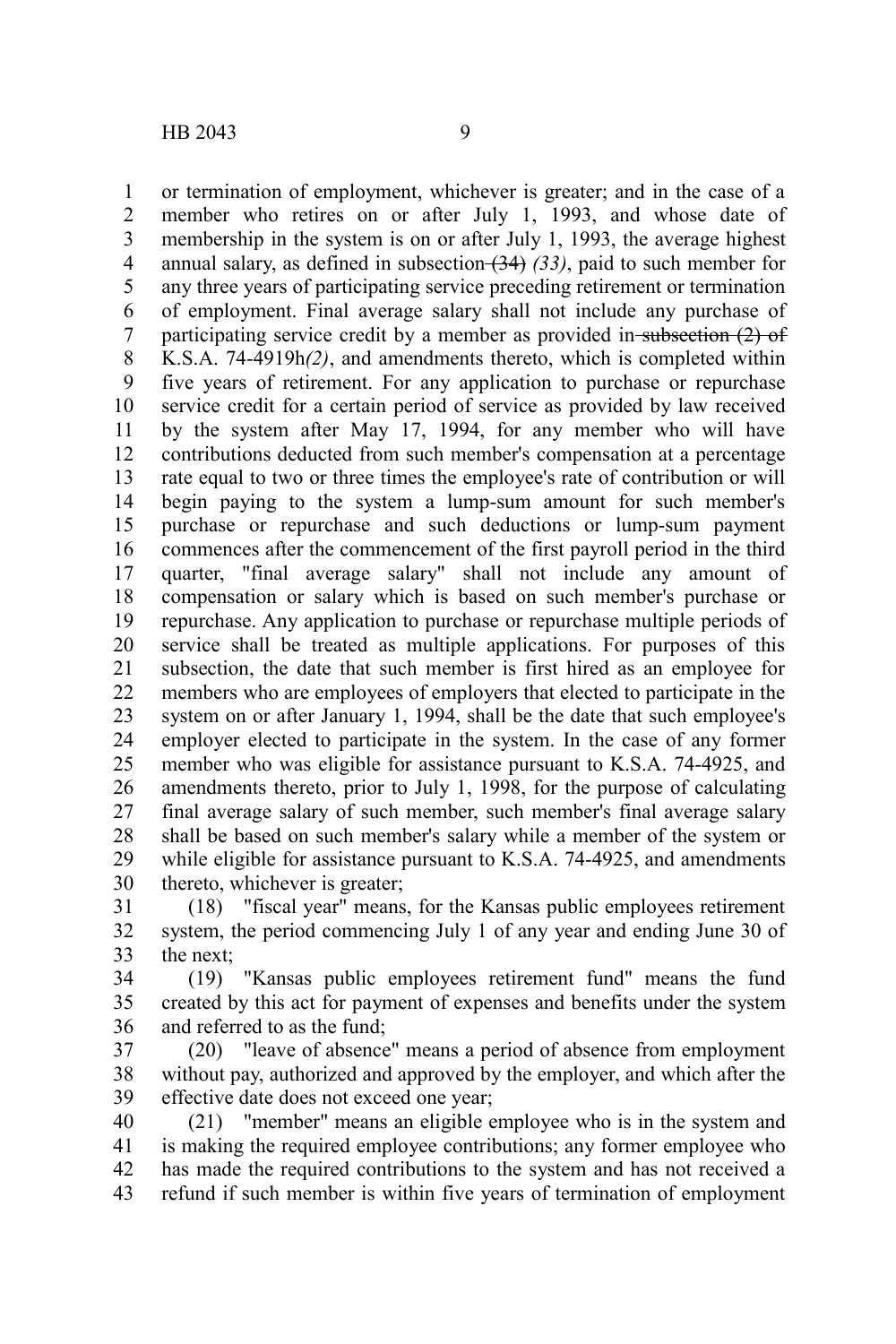or termination of employment, whichever is greater; and in the case of a member who retires on or after July 1, 1993, and whose date of membership in the system is on or after July 1, 1993, the average highest annual salary, as defined in subsection ~~(34)~~ *(33)*, paid to such member for any three years of participating service preceding retirement or termination of employment. Final average salary shall not include any purchase of participating service credit by a member as provided in ~~subsection (2) of~~ K.S.A. 74-4919h*(2)*, and amendments thereto, which is completed within five years of retirement. For any application to purchase or repurchase service credit for a certain period of service as provided by law received by the system after May 17, 1994, for any member who will have contributions deducted from such member's compensation at a percentage rate equal to two or three times the employee's rate of contribution or will begin paying to the system a lump-sum amount for such member's purchase or repurchase and such deductions or lump-sum payment commences after the commencement of the first payroll period in the third quarter, "final average salary" shall not include any amount of compensation or salary which is based on such member's purchase or repurchase. Any application to purchase or repurchase multiple periods of service shall be treated as multiple applications. For purposes of this subsection, the date that such member is first hired as an employee for members who are employees of employers that elected to participate in the system on or after January 1, 1994, shall be the date that such employee's employer elected to participate in the system. In the case of any former member who was eligible for assistance pursuant to K.S.A. 74-4925, and amendments thereto, prior to July 1, 1998, for the purpose of calculating final average salary of such member, such member's final average salary shall be based on such member's salary while a member of the system or while eligible for assistance pursuant to K.S.A. 74-4925, and amendments thereto, whichever is greater;

(18) "fiscal year" means, for the Kansas public employees retirement system, the period commencing July 1 of any year and ending June 30 of the next;

(19) "Kansas public employees retirement fund" means the fund created by this act for payment of expenses and benefits under the system and referred to as the fund;

(20) "leave of absence" means a period of absence from employment without pay, authorized and approved by the employer, and which after the effective date does not exceed one year;

(21) "member" means an eligible employee who is in the system and is making the required employee contributions; any former employee who has made the required contributions to the system and has not received a refund if such member is within five years of termination of employment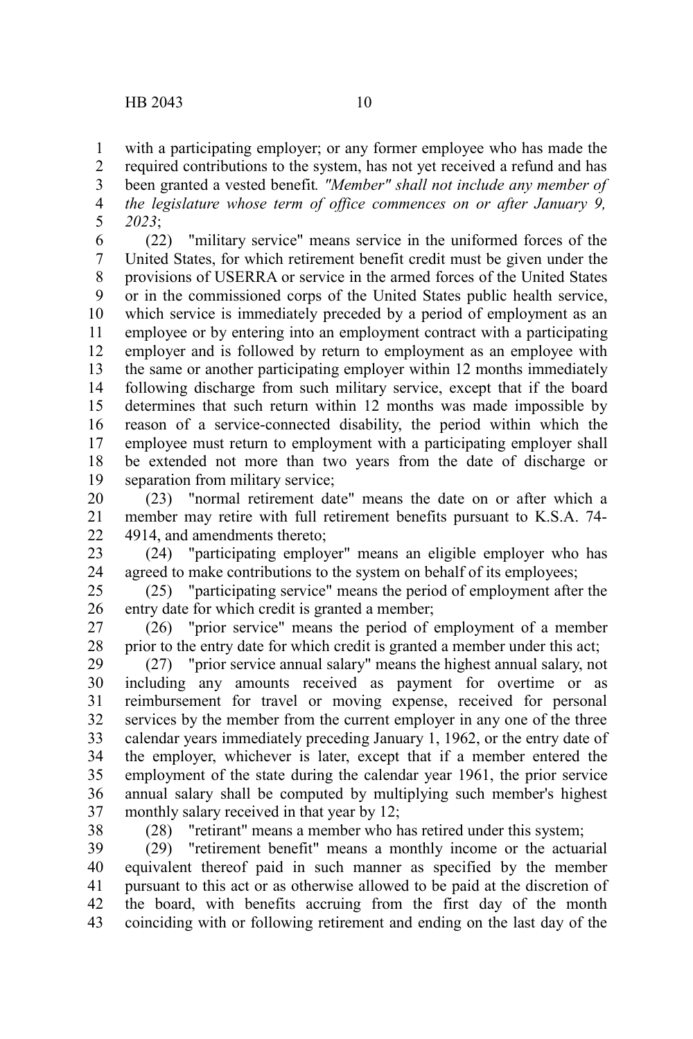with a participating employer; or any former employee who has made the required contributions to the system, has not yet received a refund and has been granted a vested benefit*. "Member" shall not include any member of the legislature whose term of office commences on or after January 9, 2023*;

(22) "military service" means service in the uniformed forces of the United States, for which retirement benefit credit must be given under the provisions of USERRA or service in the armed forces of the United States or in the commissioned corps of the United States public health service, which service is immediately preceded by a period of employment as an employee or by entering into an employment contract with a participating employer and is followed by return to employment as an employee with the same or another participating employer within 12 months immediately following discharge from such military service, except that if the board determines that such return within 12 months was made impossible by reason of a service-connected disability, the period within which the employee must return to employment with a participating employer shall be extended not more than two years from the date of discharge or separation from military service;

(23) "normal retirement date" means the date on or after which a member may retire with full retirement benefits pursuant to K.S.A. 74-4914, and amendments thereto;

(24) "participating employer" means an eligible employer who has agreed to make contributions to the system on behalf of its employees;

(25) "participating service" means the period of employment after the entry date for which credit is granted a member;

(26) "prior service" means the period of employment of a member prior to the entry date for which credit is granted a member under this act;

(27) "prior service annual salary" means the highest annual salary, not including any amounts received as payment for overtime or as reimbursement for travel or moving expense, received for personal services by the member from the current employer in any one of the three calendar years immediately preceding January 1, 1962, or the entry date of the employer, whichever is later, except that if a member entered the employment of the state during the calendar year 1961, the prior service annual salary shall be computed by multiplying such member's highest monthly salary received in that year by 12;

(28) "retirant" means a member who has retired under this system;

(29) "retirement benefit" means a monthly income or the actuarial equivalent thereof paid in such manner as specified by the member pursuant to this act or as otherwise allowed to be paid at the discretion of the board, with benefits accruing from the first day of the month coinciding with or following retirement and ending on the last day of the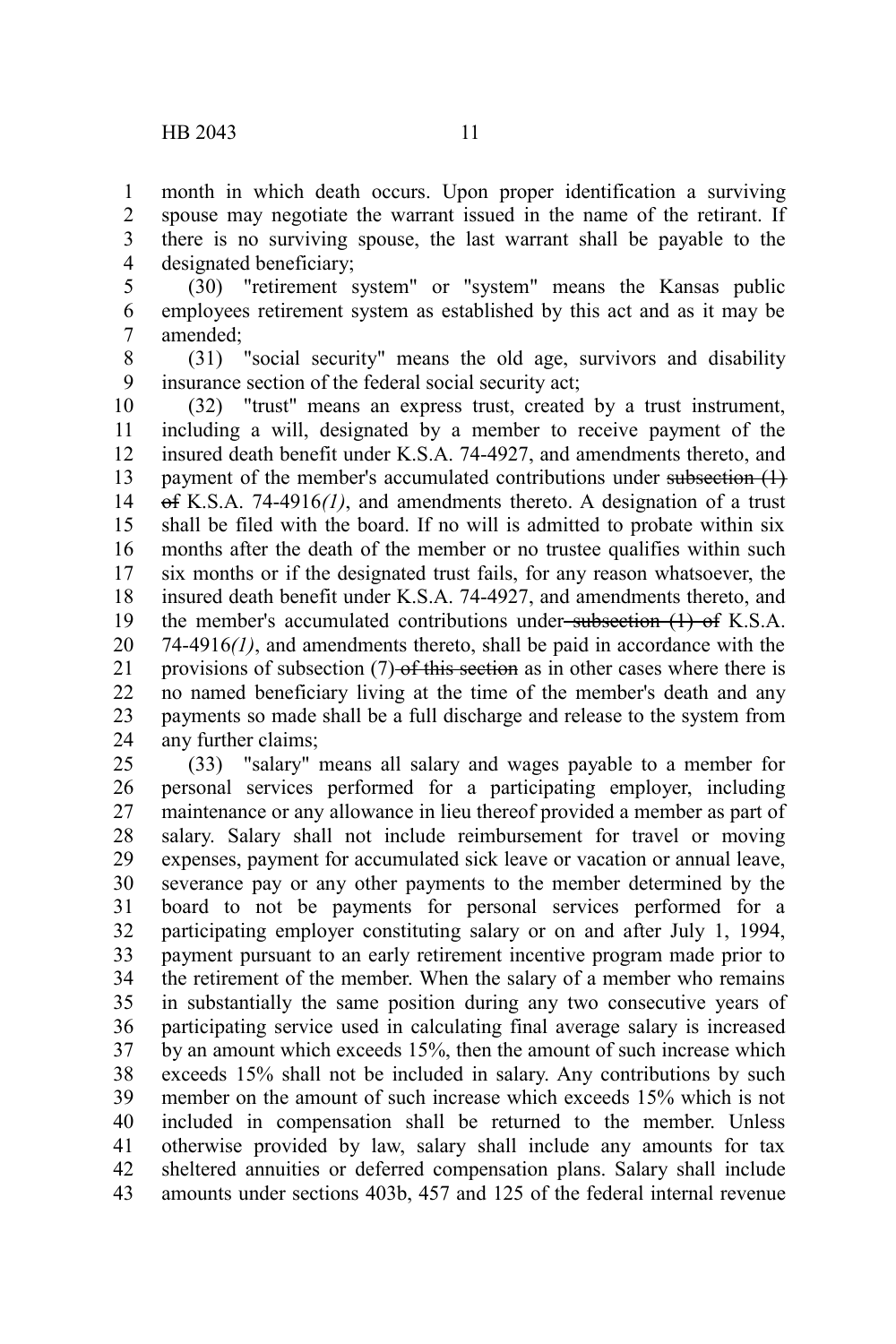month in which death occurs. Upon proper identification a surviving spouse may negotiate the warrant issued in the name of the retirant. If there is no surviving spouse, the last warrant shall be payable to the designated beneficiary;

(30) "retirement system" or "system" means the Kansas public employees retirement system as established by this act and as it may be amended;

(31) "social security" means the old age, survivors and disability insurance section of the federal social security act;

(32) "trust" means an express trust, created by a trust instrument, including a will, designated by a member to receive payment of the insured death benefit under K.S.A. 74-4927, and amendments thereto, and payment of the member's accumulated contributions under ~~subsection (1) of~~ K.S.A. 74-4916*(1)*, and amendments thereto. A designation of a trust shall be filed with the board. If no will is admitted to probate within six months after the death of the member or no trustee qualifies within such six months or if the designated trust fails, for any reason whatsoever, the insured death benefit under K.S.A. 74-4927, and amendments thereto, and the member's accumulated contributions under ~~subsection (1) of~~ K.S.A. 74-4916*(1)*, and amendments thereto, shall be paid in accordance with the provisions of subsection (7) ~~of this section~~ as in other cases where there is no named beneficiary living at the time of the member's death and any payments so made shall be a full discharge and release to the system from any further claims;

(33) "salary" means all salary and wages payable to a member for personal services performed for a participating employer, including maintenance or any allowance in lieu thereof provided a member as part of salary. Salary shall not include reimbursement for travel or moving expenses, payment for accumulated sick leave or vacation or annual leave, severance pay or any other payments to the member determined by the board to not be payments for personal services performed for a participating employer constituting salary or on and after July 1, 1994, payment pursuant to an early retirement incentive program made prior to the retirement of the member. When the salary of a member who remains in substantially the same position during any two consecutive years of participating service used in calculating final average salary is increased by an amount which exceeds 15%, then the amount of such increase which exceeds 15% shall not be included in salary. Any contributions by such member on the amount of such increase which exceeds 15% which is not included in compensation shall be returned to the member. Unless otherwise provided by law, salary shall include any amounts for tax sheltered annuities or deferred compensation plans. Salary shall include amounts under sections 403b, 457 and 125 of the federal internal revenue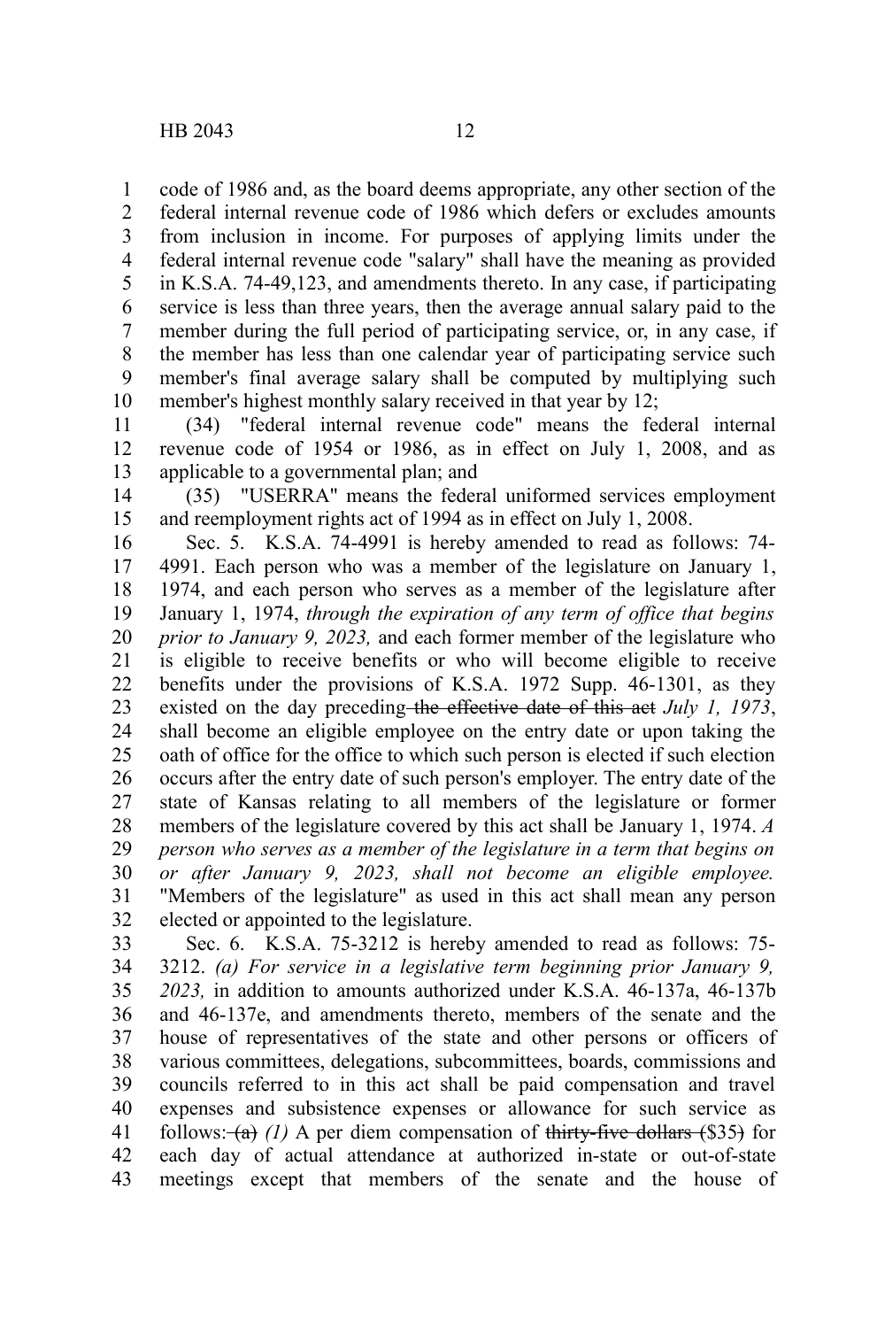code of 1986 and, as the board deems appropriate, any other section of the federal internal revenue code of 1986 which defers or excludes amounts from inclusion in income. For purposes of applying limits under the federal internal revenue code "salary" shall have the meaning as provided in K.S.A. 74-49,123, and amendments thereto. In any case, if participating service is less than three years, then the average annual salary paid to the member during the full period of participating service, or, in any case, if the member has less than one calendar year of participating service such member's final average salary shall be computed by multiplying such member's highest monthly salary received in that year by 12;

(34) "federal internal revenue code" means the federal internal revenue code of 1954 or 1986, as in effect on July 1, 2008, and as applicable to a governmental plan; and

(35) "USERRA" means the federal uniformed services employment and reemployment rights act of 1994 as in effect on July 1, 2008.

Sec. 5. K.S.A. 74-4991 is hereby amended to read as follows: 74-4991. Each person who was a member of the legislature on January 1, 1974, and each person who serves as a member of the legislature after January 1, 1974, *through the expiration of any term of office that begins prior to January 9, 2023,* and each former member of the legislature who is eligible to receive benefits or who will become eligible to receive benefits under the provisions of K.S.A. 1972 Supp. 46-1301, as they existed on the day preceding ~~the effective date of this act~~ *July 1, 1973*, shall become an eligible employee on the entry date or upon taking the oath of office for the office to which such person is elected if such election occurs after the entry date of such person's employer. The entry date of the state of Kansas relating to all members of the legislature or former members of the legislature covered by this act shall be January 1, 1974. *A person who serves as a member of the legislature in a term that begins on or after January 9, 2023, shall not become an eligible employee.* "Members of the legislature" as used in this act shall mean any person elected or appointed to the legislature.

Sec. 6. K.S.A. 75-3212 is hereby amended to read as follows: 75-3212. *(a) For service in a legislative term beginning prior January 9, 2023,* in addition to amounts authorized under K.S.A. 46-137a, 46-137b and 46-137e, and amendments thereto, members of the senate and the house of representatives of the state and other persons or officers of various committees, delegations, subcommittees, boards, commissions and councils referred to in this act shall be paid compensation and travel expenses and subsistence expenses or allowance for such service as follows: ~~(a)~~ *(1)* A per diem compensation of ~~thirty-five dollars ($35)~~ for each day of actual attendance at authorized in-state or out-of-state meetings except that members of the senate and the house of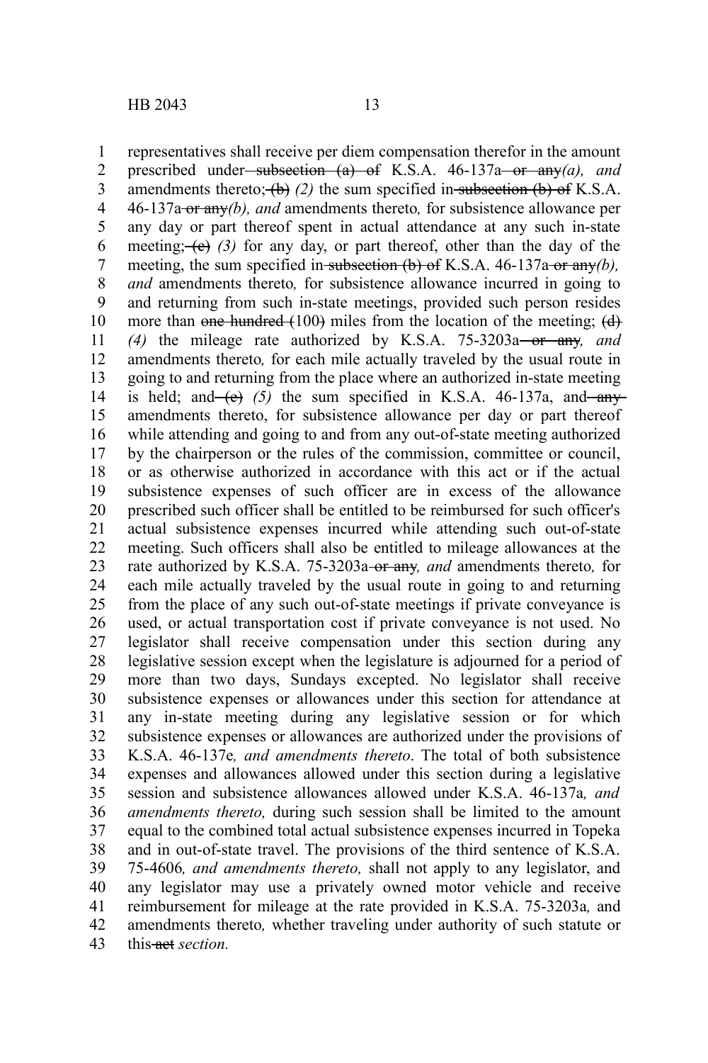representatives shall receive per diem compensation therefor in the amount prescribed under ~~subsection (a) of~~ K.S.A. 46-137a ~~or any~~*(a), and* amendments thereto; ~~(b)~~ *(2)* the sum specified in ~~subsection (b) of~~ K.S.A. 46-137a ~~or any~~*(b), and* amendments thereto*,* for subsistence allowance per any day or part thereof spent in actual attendance at any such in-state meeting; ~~(c)~~ *(3)* for any day, or part thereof, other than the day of the meeting, the sum specified in ~~subsection (b) of~~ K.S.A. 46-137a ~~or any~~*(b), and* amendments thereto*,* for subsistence allowance incurred in going to and returning from such in-state meetings, provided such person resides more than ~~one hundred (~~100~~)~~ miles from the location of the meeting; ~~(d)~~ *(4)* the mileage rate authorized by K.S.A. 75-3203a ~~or any~~*, and* amendments thereto*,* for each mile actually traveled by the usual route in going to and returning from the place where an authorized in-state meeting is held; and ~~(e)~~ *(5)* the sum specified in K.S.A. 46-137a, and ~~any~~ amendments thereto, for subsistence allowance per day or part thereof while attending and going to and from any out-of-state meeting authorized by the chairperson or the rules of the commission, committee or council, or as otherwise authorized in accordance with this act or if the actual subsistence expenses of such officer are in excess of the allowance prescribed such officer shall be entitled to be reimbursed for such officer's actual subsistence expenses incurred while attending such out-of-state meeting. Such officers shall also be entitled to mileage allowances at the rate authorized by K.S.A. 75-3203a ~~or any~~*, and* amendments thereto*,* for each mile actually traveled by the usual route in going to and returning from the place of any such out-of-state meetings if private conveyance is used, or actual transportation cost if private conveyance is not used. No legislator shall receive compensation under this section during any legislative session except when the legislature is adjourned for a period of more than two days, Sundays excepted. No legislator shall receive subsistence expenses or allowances under this section for attendance at any in-state meeting during any legislative session or for which subsistence expenses or allowances are authorized under the provisions of K.S.A. 46-137e*, and amendments thereto*. The total of both subsistence expenses and allowances allowed under this section during a legislative session and subsistence allowances allowed under K.S.A. 46-137a*, and amendments thereto,* during such session shall be limited to the amount equal to the combined total actual subsistence expenses incurred in Topeka and in out-of-state travel. The provisions of the third sentence of K.S.A. 75-4606*, and amendments thereto,* shall not apply to any legislator, and any legislator may use a privately owned motor vehicle and receive reimbursement for mileage at the rate provided in K.S.A. 75-3203a*,* and amendments thereto*,* whether traveling under authority of such statute or this ~~act~~ *section.*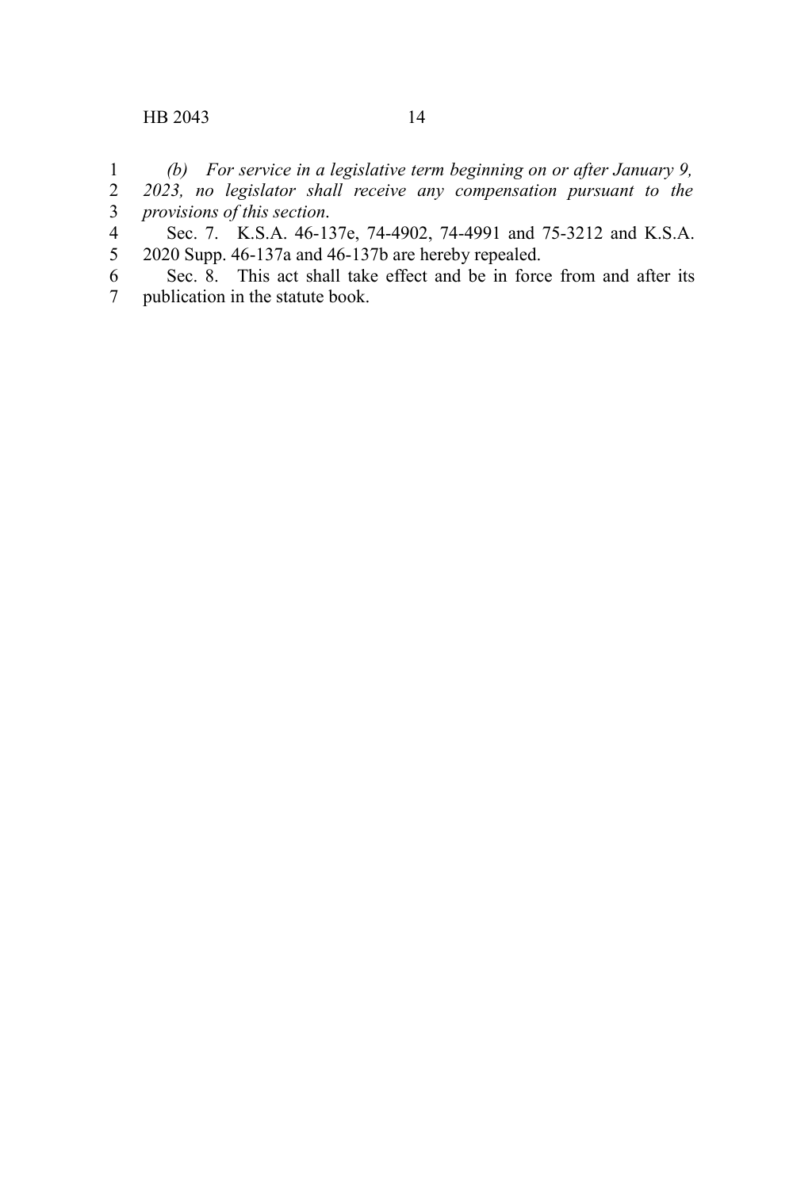*(b) For service in a legislative term beginning on or after January 9, 2023, no legislator shall receive any compensation pursuant to the provisions of this section.*

Sec. 7. K.S.A. 46-137e, 74-4902, 74-4991 and 75-3212 and K.S.A. 2020 Supp. 46-137a and 46-137b are hereby repealed.

Sec. 8. This act shall take effect and be in force from and after its publication in the statute book.